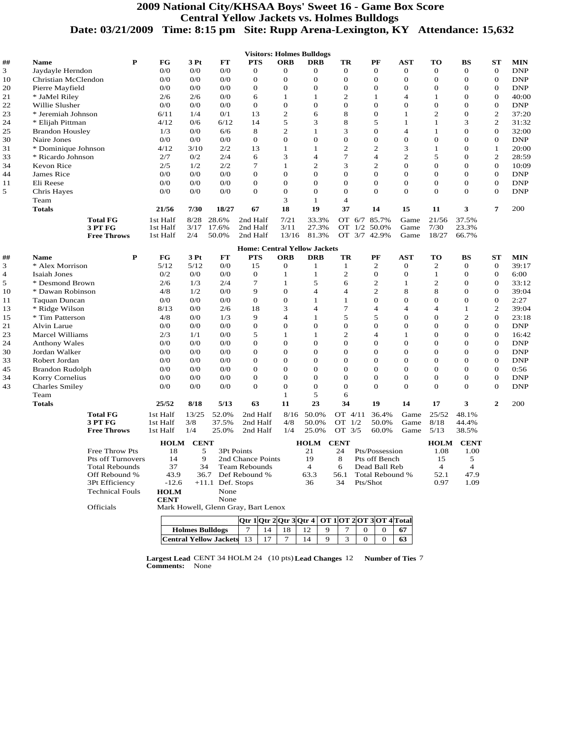# 2009 National City/KHSAA Boys' Sweet 16 - Game Box Score
## Central Yellow Jackets vs. Holmes Bulldogs
### Date: 03/21/2009 Time: 8:15 pm Site: Rupp Arena-Lexington, KY Attendance: 15,632

**Visitors: Holmes Bulldogs**

| ## | Name | P | FG | 3 Pt | FT | PTS | ORB | DRB | TR | PF | AST | TO | BS | ST | MIN |
|---|---|---|---|---|---|---|---|---|---|---|---|---|---|---|---|
| 3 | Jaydayle Herndon | | 0/0 | 0/0 | 0/0 | 0 | 0 | 0 | 0 | 0 | 0 | 0 | 0 | 0 | DNP |
| 10 | Christian McClendon | | 0/0 | 0/0 | 0/0 | 0 | 0 | 0 | 0 | 0 | 0 | 0 | 0 | 0 | DNP |
| 20 | Pierre Mayfield | | 0/0 | 0/0 | 0/0 | 0 | 0 | 0 | 0 | 0 | 0 | 0 | 0 | 0 | DNP |
| 21 | * JaMel Riley | | 2/6 | 2/6 | 0/0 | 6 | 1 | 1 | 2 | 1 | 4 | 1 | 0 | 0 | 40:00 |
| 22 | Willie Slusher | | 0/0 | 0/0 | 0/0 | 0 | 0 | 0 | 0 | 0 | 0 | 0 | 0 | 0 | DNP |
| 23 | * Jeremiah Johnson | | 6/11 | 1/4 | 0/1 | 13 | 2 | 6 | 8 | 0 | 1 | 2 | 0 | 2 | 37:20 |
| 24 | * Elijah Pittman | | 4/12 | 0/6 | 6/12 | 14 | 5 | 3 | 8 | 5 | 1 | 1 | 3 | 2 | 31:32 |
| 25 | Brandon Housley | | 1/3 | 0/0 | 6/6 | 8 | 2 | 1 | 3 | 0 | 4 | 1 | 0 | 0 | 32:00 |
| 30 | Naire Jones | | 0/0 | 0/0 | 0/0 | 0 | 0 | 0 | 0 | 0 | 0 | 0 | 0 | 0 | DNP |
| 31 | * Dominique Johnson | | 4/12 | 3/10 | 2/2 | 13 | 1 | 1 | 2 | 2 | 3 | 1 | 0 | 1 | 20:00 |
| 33 | * Ricardo Johnson | | 2/7 | 0/2 | 2/4 | 6 | 3 | 4 | 7 | 4 | 2 | 5 | 0 | 2 | 28:59 |
| 34 | Kevon Rice | | 2/5 | 1/2 | 2/2 | 7 | 1 | 2 | 3 | 2 | 0 | 0 | 0 | 0 | 10:09 |
| 44 | James Rice | | 0/0 | 0/0 | 0/0 | 0 | 0 | 0 | 0 | 0 | 0 | 0 | 0 | 0 | DNP |
| 11 | Eli Reese | | 0/0 | 0/0 | 0/0 | 0 | 0 | 0 | 0 | 0 | 0 | 0 | 0 | 0 | DNP |
| 5 | Chris Hayes | | 0/0 | 0/0 | 0/0 | 0 | 0 | 0 | 0 | 0 | 0 | 0 | 0 | 0 | DNP |
| | Team | | | | | | 3 | 1 | 4 | | | | | | |
| | **Totals** | | **21/56** | **7/30** | **18/27** | **67** | **18** | **19** | **37** | **14** | **15** | **11** | **3** | **7** | 200 |

| | | | | | | | | | |
|---|---|---|---|---|---|---|---|---|---|
| **Total FG** | 1st Half | 8/28 | 28.6% | 2nd Half | 7/21 | 33.3% | OT 6/7 85.7% | Game | 21/56 37.5% |
| **3 PT FG** | 1st Half | 3/17 | 17.6% | 2nd Half | 3/11 | 27.3% | OT 1/2 50.0% | Game | 7/30 23.3% |
| **Free Throws** | 1st Half | 2/4 | 50.0% | 2nd Half | 13/16 | 81.3% | OT 3/7 42.9% | Game | 18/27 66.7% |

**Home: Central Yellow Jackets**

| ## | Name | P | FG | 3 Pt | FT | PTS | ORB | DRB | TR | PF | AST | TO | BS | ST | MIN |
|---|---|---|---|---|---|---|---|---|---|---|---|---|---|---|---|
| 3 | * Alex Morrison | | 5/12 | 5/12 | 0/0 | 15 | 0 | 1 | 1 | 2 | 0 | 2 | 0 | 0 | 39:17 |
| 4 | Isaiah Jones | | 0/2 | 0/0 | 0/0 | 0 | 1 | 1 | 2 | 0 | 0 | 1 | 0 | 0 | 6:00 |
| 5 | * Desmond Brown | | 2/6 | 1/3 | 2/4 | 7 | 1 | 5 | 6 | 2 | 1 | 2 | 0 | 0 | 33:12 |
| 10 | * Dawan Robinson | | 4/8 | 1/2 | 0/0 | 9 | 0 | 4 | 4 | 2 | 8 | 8 | 0 | 0 | 39:04 |
| 11 | Taquan Duncan | | 0/0 | 0/0 | 0/0 | 0 | 0 | 1 | 1 | 0 | 0 | 0 | 0 | 0 | 2:27 |
| 13 | * Ridge Wilson | | 8/13 | 0/0 | 2/6 | 18 | 3 | 4 | 7 | 4 | 4 | 4 | 1 | 2 | 39:04 |
| 15 | * Tim Patterson | | 4/8 | 0/0 | 1/3 | 9 | 4 | 1 | 5 | 5 | 0 | 0 | 2 | 0 | 23:18 |
| 21 | Alvin Larue | | 0/0 | 0/0 | 0/0 | 0 | 0 | 0 | 0 | 0 | 0 | 0 | 0 | 0 | DNP |
| 23 | Marcel Williams | | 2/3 | 1/1 | 0/0 | 5 | 1 | 1 | 2 | 4 | 1 | 0 | 0 | 0 | 16:42 |
| 24 | Anthony Wales | | 0/0 | 0/0 | 0/0 | 0 | 0 | 0 | 0 | 0 | 0 | 0 | 0 | 0 | DNP |
| 30 | Jordan Walker | | 0/0 | 0/0 | 0/0 | 0 | 0 | 0 | 0 | 0 | 0 | 0 | 0 | 0 | DNP |
| 33 | Robert Jordan | | 0/0 | 0/0 | 0/0 | 0 | 0 | 0 | 0 | 0 | 0 | 0 | 0 | 0 | DNP |
| 45 | Brandon Rudolph | | 0/0 | 0/0 | 0/0 | 0 | 0 | 0 | 0 | 0 | 0 | 0 | 0 | 0 | 0:56 |
| 34 | Korry Cornelius | | 0/0 | 0/0 | 0/0 | 0 | 0 | 0 | 0 | 0 | 0 | 0 | 0 | 0 | DNP |
| 43 | Charles Smiley | | 0/0 | 0/0 | 0/0 | 0 | 0 | 0 | 0 | 0 | 0 | 0 | 0 | 0 | DNP |
| | Team | | | | | | 1 | 5 | 6 | | | | | | |
| | **Totals** | | **25/52** | **8/18** | **5/13** | **63** | **11** | **23** | **34** | **19** | **14** | **17** | **3** | **2** | 200 |

| | | | | | | | | | |
|---|---|---|---|---|---|---|---|---|---|
| **Total FG** | 1st Half | 13/25 | 52.0% | 2nd Half | 8/16 | 50.0% | OT 4/11 36.4% | Game | 25/52 48.1% |
| **3 PT FG** | 1st Half | 3/8 | 37.5% | 2nd Half | 4/8 | 50.0% | OT 1/2 50.0% | Game | 8/18 44.4% |
| **Free Throws** | 1st Half | 1/4 | 25.0% | 2nd Half | 1/4 | 25.0% | OT 3/5 60.0% | Game | 5/13 38.5% |

| | HOLM | CENT | | HOLM | CENT | | HOLM | CENT |
|---|---|---|---|---|---|---|---|---|
| Free Throw Pts | 18 | 5 | 3Pt Points | 21 | 24 | Pts/Possession | 1.08 | 1.00 |
| Pts off Turnovers | 14 | 9 | 2nd Chance Points | 19 | 8 | Pts off Bench | 15 | 5 |
| Total Rebounds | 37 | 34 | Team Rebounds | 4 | 6 | Dead Ball Reb | 4 | 4 |
| Off Rebound % | 43.9 | 36.7 | Def Rebound % | 63.3 | 56.1 | Total Rebound % | 52.1 | 47.9 |
| 3Pt Efficiency | -12.6 | +11.1 | Def. Stops | 36 | 34 | Pts/Shot | 0.97 | 1.09 |

Technical Fouls: **HOLM** None; **CENT** None

Officials: Mark Howell, Glenn Gray, Bart Lenox

| | Qtr 1 | Qtr 2 | Qtr 3 | Qtr 4 | OT 1 | OT 2 | OT 3 | OT 4 | Total |
|---|---|---|---|---|---|---|---|---|---|
| **Holmes Bulldogs** | 7 | 14 | 18 | 12 | 9 | 7 | 0 | 0 | **67** |
| **Central Yellow Jackets** | 13 | 17 | 7 | 14 | 9 | 3 | 0 | 0 | **63** |

**Largest Lead** CENT 34 HOLM 24 (10 pts) **Lead Changes** 12 **Number of Ties** 7

**Comments:** None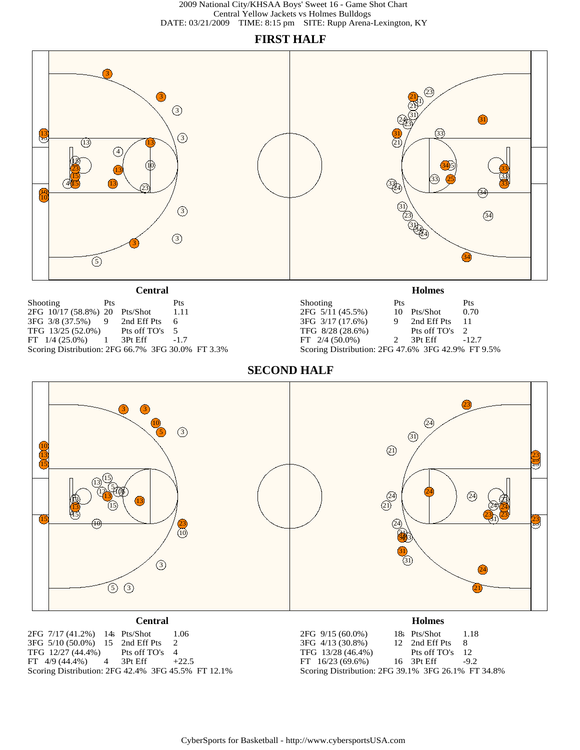2009 National City/KHSAA Boys' Sweet 16 - Game Shot Chart
Central Yellow Jackets vs Holmes Bulldogs
DATE: 03/21/2009 TIME: 8:15 pm SITE: Rupp Arena-Lexington, KY

## FIRST HALF

### Central

| Shooting | Pts | | Pts |
|---|---|---|---|
| 2FG 10/17 (58.8%) | 20 | Pts/Shot | 1.11 |
| 3FG 3/8 (37.5%) | 9 | 2nd Eff Pts | 6 |
| TFG 13/25 (52.0%) | | Pts off TO's | 5 |
| FT 1/4 (25.0%) | 1 | 3Pt Eff | -1.7 |

Scoring Distribution: 2FG 66.7% 3FG 30.0% FT 3.3%

### Holmes

| Shooting | Pts | | Pts |
|---|---|---|---|
| 2FG 5/11 (45.5%) | 10 | Pts/Shot | 0.70 |
| 3FG 3/17 (17.6%) | 9 | 2nd Eff Pts | 11 |
| TFG 8/28 (28.6%) | | Pts off TO's | 2 |
| FT 2/4 (50.0%) | 2 | 3Pt Eff | -12.7 |

Scoring Distribution: 2FG 47.6% 3FG 42.9% FT 9.5%

## SECOND HALF

### Central

| | | | |
|---|---|---|---|
| 2FG 7/17 (41.2%) | 14 | Pts/Shot | 1.06 |
| 3FG 5/10 (50.0%) | 15 | 2nd Eff Pts | 2 |
| TFG 12/27 (44.4%) | | Pts off TO's | 4 |
| FT 4/9 (44.4%) | 4 | 3Pt Eff | +22.5 |

Scoring Distribution: 2FG 42.4% 3FG 45.5% FT 12.1%

### Holmes

| | | | |
|---|---|---|---|
| 2FG 9/15 (60.0%) | 18 | Pts/Shot | 1.18 |
| 3FG 4/13 (30.8%) | 12 | 2nd Eff Pts | 8 |
| TFG 13/28 (46.4%) | | Pts off TO's | 12 |
| FT 16/23 (69.6%) | 16 | 3Pt Eff | -9.2 |

Scoring Distribution: 2FG 39.1% 3FG 26.1% FT 34.8%

CyberSports for Basketball - http://www.cybersportsUSA.com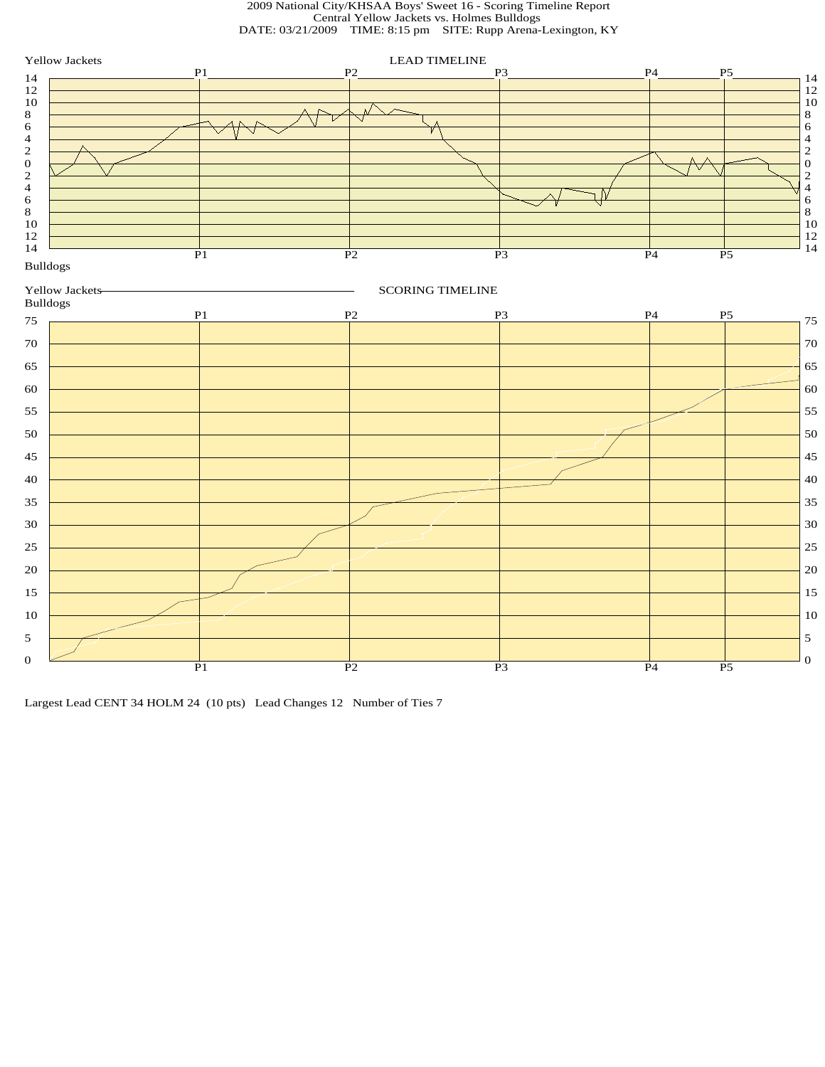2009 National City/KHSAA Boys' Sweet 16 - Scoring Timeline Report
Central Yellow Jackets vs. Holmes Bulldogs
DATE: 03/21/2009 TIME: 8:15 pm SITE: Rupp Arena-Lexington, KY

LEAD TIMELINE

Yellow Jackets

Bulldogs

P1 P2 P3 P4 P5

14 12 10 8 6 4 2 0 2 4 6 8 10 12 14

SCORING TIMELINE

Yellow Jackets

Bulldogs

P1 P2 P3 P4 P5

75 70 65 60 55 50 45 40 35 30 25 20 15 10 5 0

Largest Lead CENT 34 HOLM 24 (10 pts) Lead Changes 12 Number of Ties 7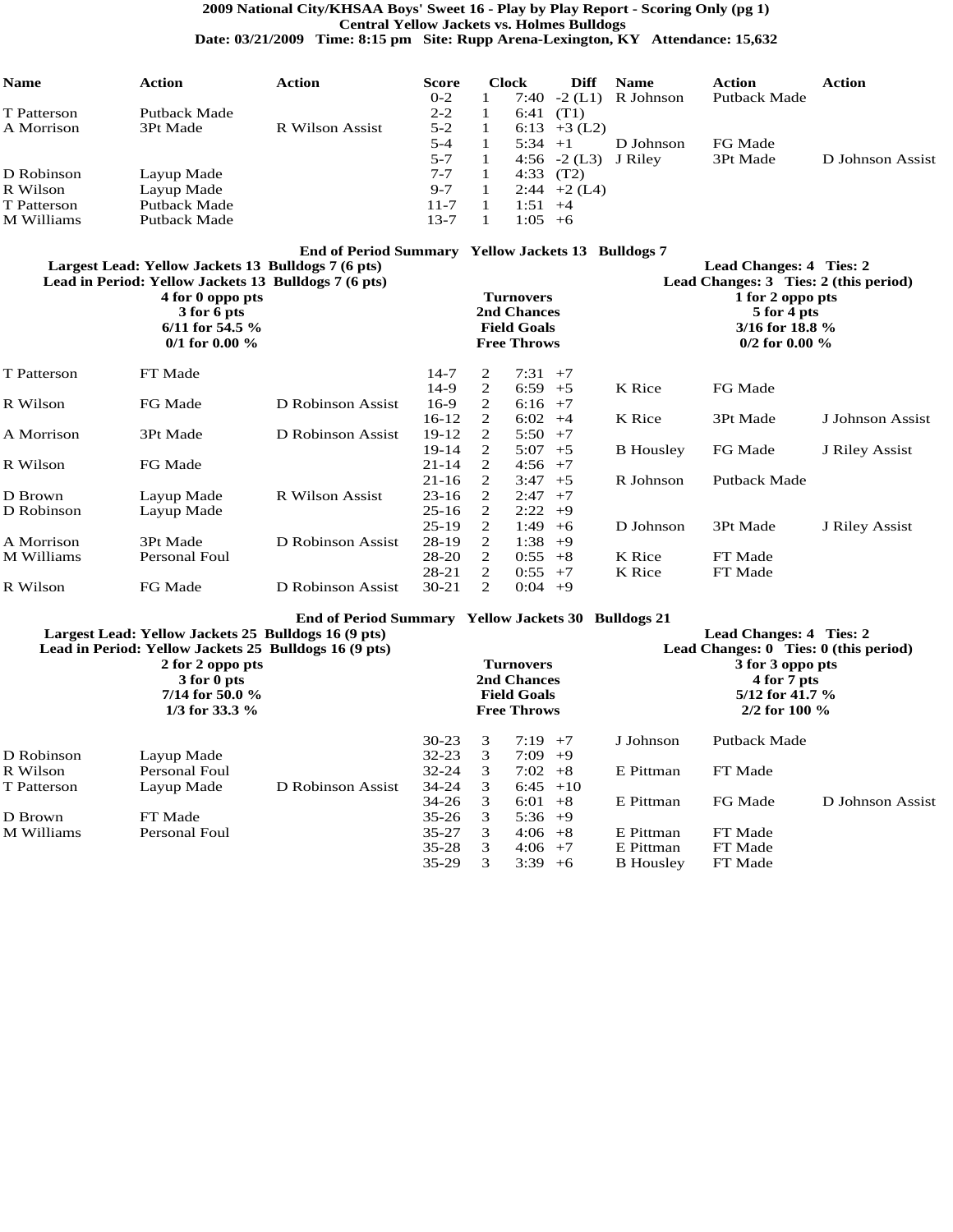**2009 National City/KHSAA Boys' Sweet 16 - Play by Play Report - Scoring Only (pg 1)**
**Central Yellow Jackets vs. Holmes Bulldogs**
**Date: 03/21/2009 Time: 8:15 pm Site: Rupp Arena-Lexington, KY Attendance: 15,632**

| Name | Action | Action | Score | | Clock | Diff | Name | Action | Action |
|---|---|---|---|---|---|---|---|---|---|
| | | | 0-2 | 1 | 7:40 | -2 (L1) | R Johnson | Putback Made | |
| T Patterson | Putback Made | | 2-2 | 1 | 6:41 | (T1) | | | |
| A Morrison | 3Pt Made | R Wilson Assist | 5-2 | 1 | 6:13 | +3 (L2) | | | |
| | | | 5-4 | 1 | 5:34 | +1 | D Johnson | FG Made | |
| | | | 5-7 | 1 | 4:56 | -2 (L3) | J Riley | 3Pt Made | D Johnson Assist |
| D Robinson | Layup Made | | 7-7 | 1 | 4:33 | (T2) | | | |
| R Wilson | Layup Made | | 9-7 | 1 | 2:44 | +2 (L4) | | | |
| T Patterson | Putback Made | | 11-7 | 1 | 1:51 | +4 | | | |
| M Williams | Putback Made | | 13-7 | 1 | 1:05 | +6 | | | |

**End of Period Summary Yellow Jackets 13 Bulldogs 7**

**Largest Lead: Yellow Jackets 13 Bulldogs 7 (6 pts)** — **Lead Changes: 4 Ties: 2**
**Lead in Period: Yellow Jackets 13 Bulldogs 7 (6 pts)** — **Lead Changes: 3 Ties: 2 (this period)**

| Yellow Jackets | | Bulldogs |
|---|---|---|
| 4 for 0 oppo pts | Turnovers | 1 for 2 oppo pts |
| 3 for 6 pts | 2nd Chances | 5 for 4 pts |
| 6/11 for 54.5 % | Field Goals | 3/16 for 18.8 % |
| 0/1 for 0.00 % | Free Throws | 0/2 for 0.00 % |

| Name | Action | Action | Score | | Clock | Diff | Name | Action | Action |
|---|---|---|---|---|---|---|---|---|---|
| T Patterson | FT Made | | 14-7 | 2 | 7:31 | +7 | | | |
| | | | 14-9 | 2 | 6:59 | +5 | K Rice | FG Made | |
| R Wilson | FG Made | D Robinson Assist | 16-9 | 2 | 6:16 | +7 | | | |
| | | | 16-12 | 2 | 6:02 | +4 | K Rice | 3Pt Made | J Johnson Assist |
| A Morrison | 3Pt Made | D Robinson Assist | 19-12 | 2 | 5:50 | +7 | | | |
| | | | 19-14 | 2 | 5:07 | +5 | B Housley | FG Made | J Riley Assist |
| R Wilson | FG Made | | 21-14 | 2 | 4:56 | +7 | | | |
| | | | 21-16 | 2 | 3:47 | +5 | R Johnson | Putback Made | |
| D Brown | Layup Made | R Wilson Assist | 23-16 | 2 | 2:47 | +7 | | | |
| D Robinson | Layup Made | | 25-16 | 2 | 2:22 | +9 | | | |
| | | | 25-19 | 2 | 1:49 | +6 | D Johnson | 3Pt Made | J Riley Assist |
| A Morrison | 3Pt Made | D Robinson Assist | 28-19 | 2 | 1:38 | +9 | | | |
| M Williams | Personal Foul | | 28-20 | 2 | 0:55 | +8 | K Rice | FT Made | |
| | | | 28-21 | 2 | 0:55 | +7 | K Rice | FT Made | |
| R Wilson | FG Made | D Robinson Assist | 30-21 | 2 | 0:04 | +9 | | | |

**End of Period Summary Yellow Jackets 30 Bulldogs 21**

**Largest Lead: Yellow Jackets 25 Bulldogs 16 (9 pts)** — **Lead Changes: 4 Ties: 2**
**Lead in Period: Yellow Jackets 25 Bulldogs 16 (9 pts)** — **Lead Changes: 0 Ties: 0 (this period)**

| Yellow Jackets | | Bulldogs |
|---|---|---|
| 2 for 2 oppo pts | Turnovers | 3 for 3 oppo pts |
| 3 for 0 pts | 2nd Chances | 4 for 7 pts |
| 7/14 for 50.0 % | Field Goals | 5/12 for 41.7 % |
| 1/3 for 33.3 % | Free Throws | 2/2 for 100 % |

| Name | Action | Action | Score | | Clock | Diff | Name | Action | Action |
|---|---|---|---|---|---|---|---|---|---|
| | | | 30-23 | 3 | 7:19 | +7 | J Johnson | Putback Made | |
| D Robinson | Layup Made | | 32-23 | 3 | 7:09 | +9 | | | |
| R Wilson | Personal Foul | | 32-24 | 3 | 7:02 | +8 | E Pittman | FT Made | |
| T Patterson | Layup Made | D Robinson Assist | 34-24 | 3 | 6:45 | +10 | | | |
| | | | 34-26 | 3 | 6:01 | +8 | E Pittman | FG Made | D Johnson Assist |
| D Brown | FT Made | | 35-26 | 3 | 5:36 | +9 | | | |
| M Williams | Personal Foul | | 35-27 | 3 | 4:06 | +8 | E Pittman | FT Made | |
| | | | 35-28 | 3 | 4:06 | +7 | E Pittman | FT Made | |
| | | | 35-29 | 3 | 3:39 | +6 | B Housley | FT Made | |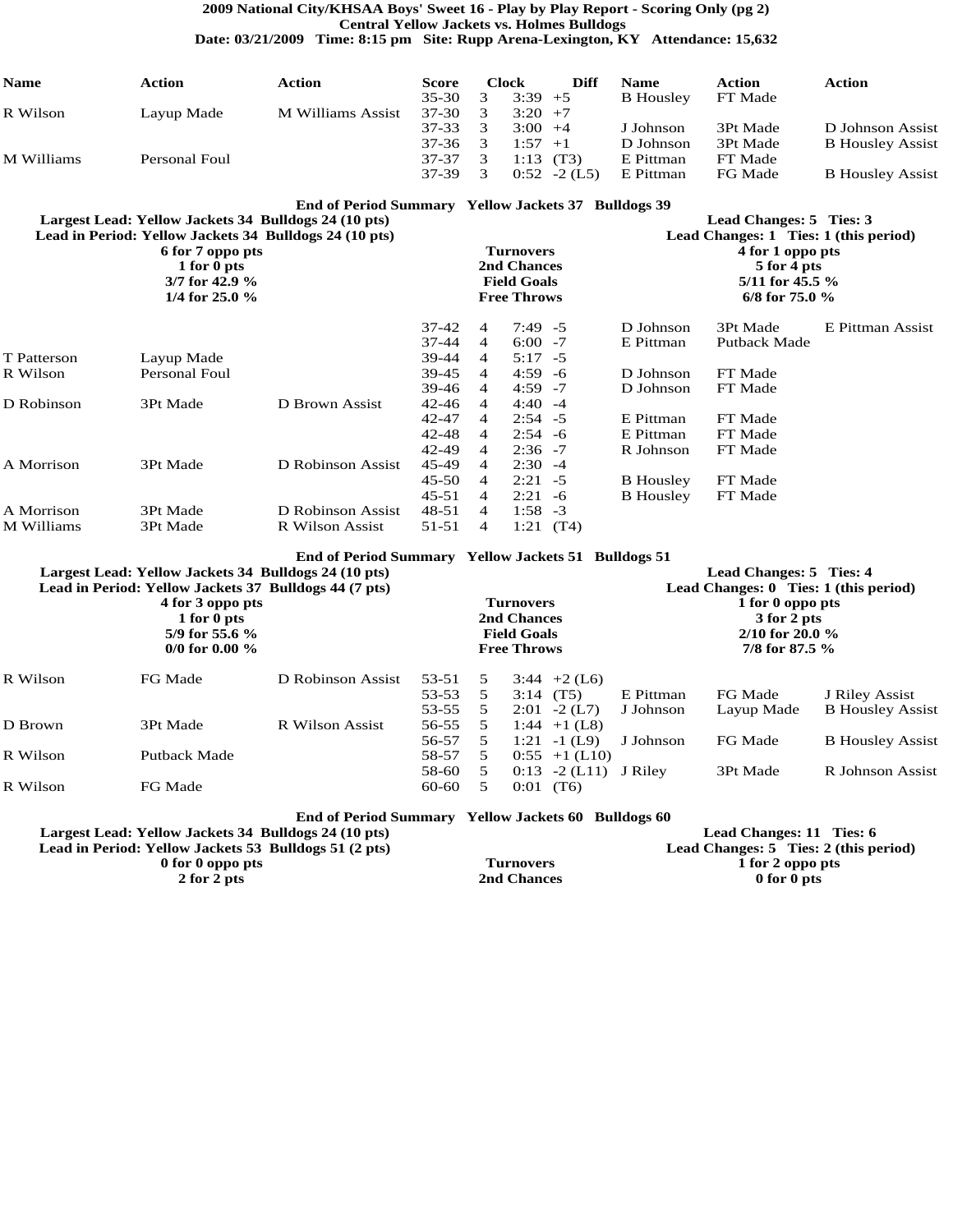**2009 National City/KHSAA Boys' Sweet 16 - Play by Play Report - Scoring Only (pg 2)**
**Central Yellow Jackets vs. Holmes Bulldogs**
**Date: 03/21/2009 Time: 8:15 pm Site: Rupp Arena-Lexington, KY Attendance: 15,632**

| Name | Action | Action | Score | Clock | | Diff | Name | Action | Action |
|---|---|---|---|---|---|---|---|---|---|
| | | | 35-30 | 3 | 3:39 | +5 | B Housley | FT Made | |
| R Wilson | Layup Made | M Williams Assist | 37-30 | 3 | 3:20 | +7 | | | |
| | | | 37-33 | 3 | 3:00 | +4 | J Johnson | 3Pt Made | D Johnson Assist |
| | | | 37-36 | 3 | 1:57 | +1 | D Johnson | 3Pt Made | B Housley Assist |
| M Williams | Personal Foul | | 37-37 | 3 | 1:13 | (T3) | E Pittman | FT Made | |
| | | | 37-39 | 3 | 0:52 | -2 (L5) | E Pittman | FG Made | B Housley Assist |

**End of Period Summary Yellow Jackets 37 Bulldogs 39**

| Yellow Jackets | | Bulldogs |
|---|---|---|
| Largest Lead: Yellow Jackets 34 Bulldogs 24 (10 pts) | | Lead Changes: 5 Ties: 3 |
| Lead in Period: Yellow Jackets 34 Bulldogs 24 (10 pts) | | Lead Changes: 1 Ties: 1 (this period) |
| 6 for 7 oppo pts | Turnovers | 4 for 1 oppo pts |
| 1 for 0 pts | 2nd Chances | 5 for 4 pts |
| 3/7 for 42.9 % | Field Goals | 5/11 for 45.5 % |
| 1/4 for 25.0 % | Free Throws | 6/8 for 75.0 % |

| Name | Action | Action | Score | Clock | | Diff | Name | Action | Action |
|---|---|---|---|---|---|---|---|---|---|
| | | | 37-42 | 4 | 7:49 | -5 | D Johnson | 3Pt Made | E Pittman Assist |
| | | | 37-44 | 4 | 6:00 | -7 | E Pittman | Putback Made | |
| T Patterson | Layup Made | | 39-44 | 4 | 5:17 | -5 | | | |
| R Wilson | Personal Foul | | 39-45 | 4 | 4:59 | -6 | D Johnson | FT Made | |
| | | | 39-46 | 4 | 4:59 | -7 | D Johnson | FT Made | |
| D Robinson | 3Pt Made | D Brown Assist | 42-46 | 4 | 4:40 | -4 | | | |
| | | | 42-47 | 4 | 2:54 | -5 | E Pittman | FT Made | |
| | | | 42-48 | 4 | 2:54 | -6 | E Pittman | FT Made | |
| | | | 42-49 | 4 | 2:36 | -7 | R Johnson | FT Made | |
| A Morrison | 3Pt Made | D Robinson Assist | 45-49 | 4 | 2:30 | -4 | | | |
| | | | 45-50 | 4 | 2:21 | -5 | B Housley | FT Made | |
| | | | 45-51 | 4 | 2:21 | -6 | B Housley | FT Made | |
| A Morrison | 3Pt Made | D Robinson Assist | 48-51 | 4 | 1:58 | -3 | | | |
| M Williams | 3Pt Made | R Wilson Assist | 51-51 | 4 | 1:21 | (T4) | | | |

**End of Period Summary Yellow Jackets 51 Bulldogs 51**

| Yellow Jackets | | Bulldogs |
|---|---|---|
| Largest Lead: Yellow Jackets 34 Bulldogs 24 (10 pts) | | Lead Changes: 5 Ties: 4 |
| Lead in Period: Yellow Jackets 37 Bulldogs 44 (7 pts) | | Lead Changes: 0 Ties: 1 (this period) |
| 4 for 3 oppo pts | Turnovers | 1 for 0 oppo pts |
| 1 for 0 pts | 2nd Chances | 3 for 2 pts |
| 5/9 for 55.6 % | Field Goals | 2/10 for 20.0 % |
| 0/0 for 0.00 % | Free Throws | 7/8 for 87.5 % |

| Name | Action | Action | Score | Clock | | Diff | Name | Action | Action |
|---|---|---|---|---|---|---|---|---|---|
| R Wilson | FG Made | D Robinson Assist | 53-51 | 5 | 3:44 | +2 (L6) | | | |
| | | | 53-53 | 5 | 3:14 | (T5) | E Pittman | FG Made | J Riley Assist |
| | | | 53-55 | 5 | 2:01 | -2 (L7) | J Johnson | Layup Made | B Housley Assist |
| D Brown | 3Pt Made | R Wilson Assist | 56-55 | 5 | 1:44 | +1 (L8) | | | |
| | | | 56-57 | 5 | 1:21 | -1 (L9) | J Johnson | FG Made | B Housley Assist |
| R Wilson | Putback Made | | 58-57 | 5 | 0:55 | +1 (L10) | | | |
| | | | 58-60 | 5 | 0:13 | -2 (L11) | J Riley | 3Pt Made | R Johnson Assist |
| R Wilson | FG Made | | 60-60 | 5 | 0:01 | (T6) | | | |

**End of Period Summary Yellow Jackets 60 Bulldogs 60**

| Yellow Jackets | | Bulldogs |
|---|---|---|
| Largest Lead: Yellow Jackets 34 Bulldogs 24 (10 pts) | | Lead Changes: 11 Ties: 6 |
| Lead in Period: Yellow Jackets 53 Bulldogs 51 (2 pts) | | Lead Changes: 5 Ties: 2 (this period) |
| 0 for 0 oppo pts | Turnovers | 1 for 2 oppo pts |
| 2 for 2 pts | 2nd Chances | 0 for 0 pts |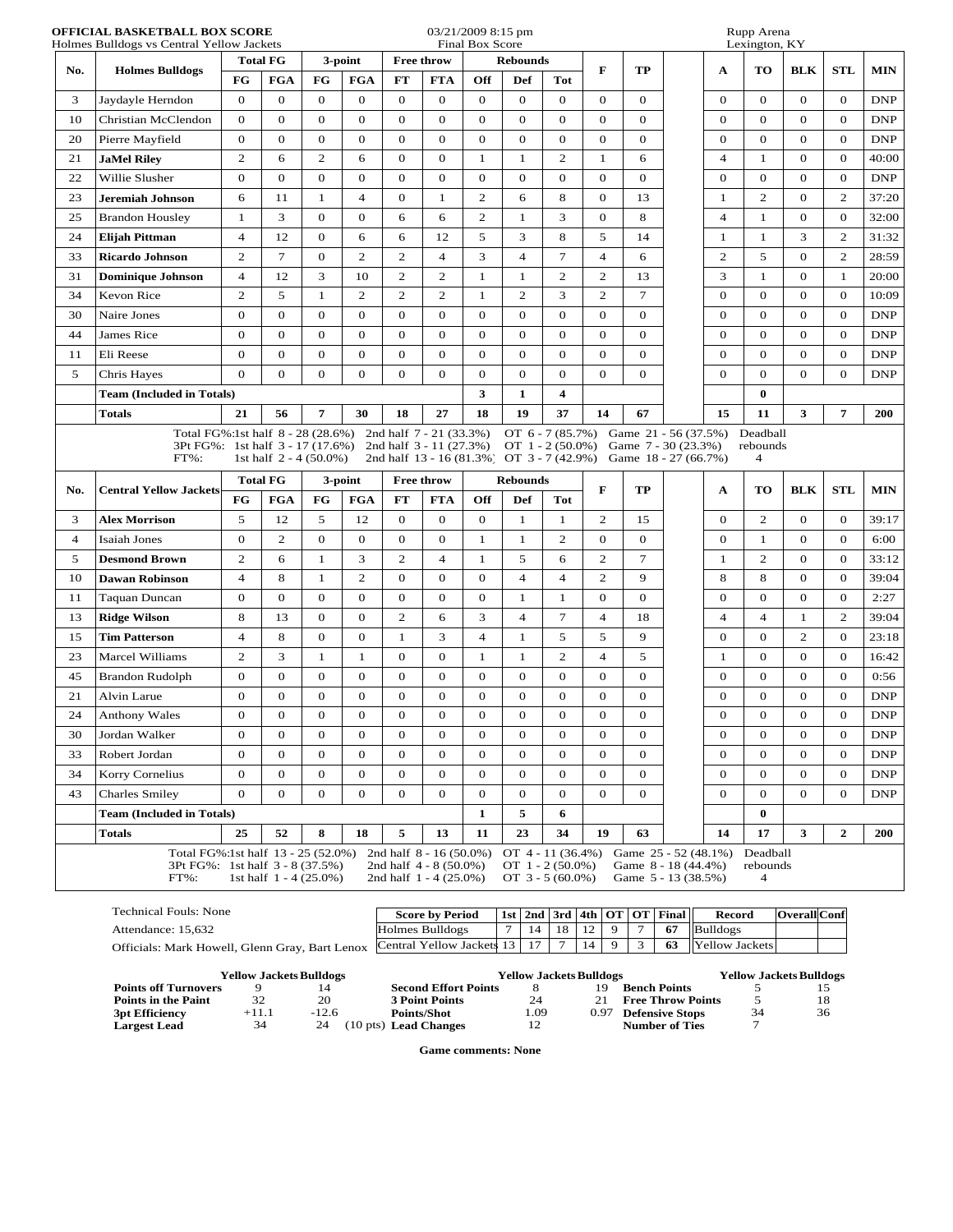**OFFICIAL BASKETBALL BOX SCORE**
Holmes Bulldogs vs Central Yellow Jackets

03/21/2009 8:15 pm
Final Box Score

Rupp Arena
Lexington, KY

| No. | Holmes Bulldogs | Total FG | | 3-point | | Free throw | | Rebounds | | | F | TP | A | TO | BLK | STL | MIN |
|---|---|---|---|---|---|---|---|---|---|---|---|---|---|---|---|---|---|
| | | FG | FGA | FG | FGA | FT | FTA | Off | Def | Tot | | | | | | | |
| 3 | Jaydayle Herndon | 0 | 0 | 0 | 0 | 0 | 0 | 0 | 0 | 0 | 0 | 0 | 0 | 0 | 0 | 0 | DNP |
| 10 | Christian McClendon | 0 | 0 | 0 | 0 | 0 | 0 | 0 | 0 | 0 | 0 | 0 | 0 | 0 | 0 | 0 | DNP |
| 20 | Pierre Mayfield | 0 | 0 | 0 | 0 | 0 | 0 | 0 | 0 | 0 | 0 | 0 | 0 | 0 | 0 | 0 | DNP |
| 21 | **JaMel Riley** | 2 | 6 | 2 | 6 | 0 | 0 | 1 | 1 | 2 | 1 | 6 | 4 | 1 | 0 | 0 | 40:00 |
| 22 | Willie Slusher | 0 | 0 | 0 | 0 | 0 | 0 | 0 | 0 | 0 | 0 | 0 | 0 | 0 | 0 | 0 | DNP |
| 23 | **Jeremiah Johnson** | 6 | 11 | 1 | 4 | 0 | 1 | 2 | 6 | 8 | 0 | 13 | 1 | 2 | 0 | 2 | 37:20 |
| 25 | Brandon Housley | 1 | 3 | 0 | 0 | 6 | 6 | 2 | 1 | 3 | 0 | 8 | 4 | 1 | 0 | 0 | 32:00 |
| 24 | **Elijah Pittman** | 4 | 12 | 0 | 6 | 6 | 12 | 5 | 3 | 8 | 5 | 14 | 1 | 1 | 3 | 2 | 31:32 |
| 33 | **Ricardo Johnson** | 2 | 7 | 0 | 2 | 2 | 4 | 3 | 4 | 7 | 4 | 6 | 2 | 5 | 0 | 2 | 28:59 |
| 31 | **Dominique Johnson** | 4 | 12 | 3 | 10 | 2 | 2 | 1 | 1 | 2 | 2 | 13 | 3 | 1 | 0 | 1 | 20:00 |
| 34 | Kevon Rice | 2 | 5 | 1 | 2 | 2 | 2 | 1 | 2 | 3 | 2 | 7 | 0 | 0 | 0 | 0 | 10:09 |
| 30 | Naire Jones | 0 | 0 | 0 | 0 | 0 | 0 | 0 | 0 | 0 | 0 | 0 | 0 | 0 | 0 | 0 | DNP |
| 44 | James Rice | 0 | 0 | 0 | 0 | 0 | 0 | 0 | 0 | 0 | 0 | 0 | 0 | 0 | 0 | 0 | DNP |
| 11 | Eli Reese | 0 | 0 | 0 | 0 | 0 | 0 | 0 | 0 | 0 | 0 | 0 | 0 | 0 | 0 | 0 | DNP |
| 5 | Chris Hayes | 0 | 0 | 0 | 0 | 0 | 0 | 0 | 0 | 0 | 0 | 0 | 0 | 0 | 0 | 0 | DNP |
| | **Team (Included in Totals)** | | | | | | | **3** | **1** | **4** | | | | **0** | | | |
| | **Totals** | **21** | **56** | **7** | **30** | **18** | **27** | **18** | **19** | **37** | **14** | **67** | **15** | **11** | **3** | **7** | **200** |

Total FG%: 1st half 8 - 28 (28.6%) 2nd half 7 - 21 (33.3%) OT 6 - 7 (85.7%) Game 21 - 56 (37.5%)
3Pt FG%: 1st half 3 - 17 (17.6%) 2nd half 3 - 11 (27.3%) OT 1 - 2 (50.0%) Game 7 - 30 (23.3%)
FT%: 1st half 2 - 4 (50.0%) 2nd half 13 - 16 (81.3%) OT 3 - 7 (42.9%) Game 18 - 27 (66.7%)
Deadball rebounds 4

| No. | Central Yellow Jackets | Total FG | | 3-point | | Free throw | | Rebounds | | | F | TP | A | TO | BLK | STL | MIN |
|---|---|---|---|---|---|---|---|---|---|---|---|---|---|---|---|---|---|
| | | FG | FGA | FG | FGA | FT | FTA | Off | Def | Tot | | | | | | | |
| 3 | **Alex Morrison** | 5 | 12 | 5 | 12 | 0 | 0 | 0 | 1 | 1 | 2 | 15 | 0 | 2 | 0 | 0 | 39:17 |
| 4 | Isaiah Jones | 0 | 2 | 0 | 0 | 0 | 0 | 1 | 1 | 2 | 0 | 0 | 0 | 1 | 0 | 0 | 6:00 |
| 5 | **Desmond Brown** | 2 | 6 | 1 | 3 | 2 | 4 | 1 | 5 | 6 | 2 | 7 | 1 | 2 | 0 | 0 | 33:12 |
| 10 | **Dawan Robinson** | 4 | 8 | 1 | 2 | 0 | 0 | 0 | 4 | 4 | 2 | 9 | 8 | 8 | 0 | 0 | 39:04 |
| 11 | Taquan Duncan | 0 | 0 | 0 | 0 | 0 | 0 | 0 | 1 | 1 | 0 | 0 | 0 | 0 | 0 | 0 | 2:27 |
| 13 | **Ridge Wilson** | 8 | 13 | 0 | 0 | 2 | 6 | 3 | 4 | 7 | 4 | 18 | 4 | 4 | 1 | 2 | 39:04 |
| 15 | **Tim Patterson** | 4 | 8 | 0 | 0 | 1 | 3 | 4 | 1 | 5 | 5 | 9 | 0 | 0 | 2 | 0 | 23:18 |
| 23 | Marcel Williams | 2 | 3 | 1 | 1 | 0 | 0 | 1 | 1 | 2 | 4 | 5 | 1 | 0 | 0 | 0 | 16:42 |
| 45 | Brandon Rudolph | 0 | 0 | 0 | 0 | 0 | 0 | 0 | 0 | 0 | 0 | 0 | 0 | 0 | 0 | 0 | 0:56 |
| 21 | Alvin Larue | 0 | 0 | 0 | 0 | 0 | 0 | 0 | 0 | 0 | 0 | 0 | 0 | 0 | 0 | 0 | DNP |
| 24 | Anthony Wales | 0 | 0 | 0 | 0 | 0 | 0 | 0 | 0 | 0 | 0 | 0 | 0 | 0 | 0 | 0 | DNP |
| 30 | Jordan Walker | 0 | 0 | 0 | 0 | 0 | 0 | 0 | 0 | 0 | 0 | 0 | 0 | 0 | 0 | 0 | DNP |
| 33 | Robert Jordan | 0 | 0 | 0 | 0 | 0 | 0 | 0 | 0 | 0 | 0 | 0 | 0 | 0 | 0 | 0 | DNP |
| 34 | Korry Cornelius | 0 | 0 | 0 | 0 | 0 | 0 | 0 | 0 | 0 | 0 | 0 | 0 | 0 | 0 | 0 | DNP |
| 43 | Charles Smiley | 0 | 0 | 0 | 0 | 0 | 0 | 0 | 0 | 0 | 0 | 0 | 0 | 0 | 0 | 0 | DNP |
| | **Team (Included in Totals)** | | | | | | | **1** | **5** | **6** | | | | **0** | | | |
| | **Totals** | **25** | **52** | **8** | **18** | **5** | **13** | **11** | **23** | **34** | **19** | **63** | **14** | **17** | **3** | **2** | **200** |

Total FG%: 1st half 13 - 25 (52.0%) 2nd half 8 - 16 (50.0%) OT 4 - 11 (36.4%) Game 25 - 52 (48.1%)
3Pt FG%: 1st half 3 - 8 (37.5%) 2nd half 4 - 8 (50.0%) OT 1 - 2 (50.0%) Game 8 - 18 (44.4%)
FT%: 1st half 1 - 4 (25.0%) 2nd half 1 - 4 (25.0%) OT 3 - 5 (60.0%) Game 5 - 13 (38.5%)
Deadball rebounds 4

Technical Fouls: None
Attendance: 15,632
Officials: Mark Howell, Glenn Gray, Bart Lenox

| Score by Period | 1st | 2nd | 3rd | 4th | OT | OT | Final |
|---|---|---|---|---|---|---|---|
| Holmes Bulldogs | 7 | 14 | 18 | 12 | 9 | 7 | **67** |
| Central Yellow Jackets | 13 | 17 | 7 | 14 | 9 | 3 | **63** |

| Record | Overall | Conf |
|---|---|---|
| Bulldogs | | |
| Yellow Jackets | | |

| | Yellow Jackets | Bulldogs |
|---|---|---|
| **Points off Turnovers** | 9 | 14 |
| **Points in the Paint** | 32 | 20 |
| **3pt Efficiency** | +11.1 | -12.6 |
| **Largest Lead** | 34 | 24 (10 pts) |

| | Yellow Jackets | Bulldogs |
|---|---|---|
| **Second Effort Points** | 8 | 19 |
| **3 Point Points** | 24 | 21 |
| **Points/Shot** | 1.09 | 0.97 |
| **Lead Changes** | 12 | |

| | Yellow Jackets | Bulldogs |
|---|---|---|
| **Bench Points** | 5 | 15 |
| **Free Throw Points** | 5 | 18 |
| **Defensive Stops** | 34 | 36 |
| **Number of Ties** | 7 | |

**Game comments: None**